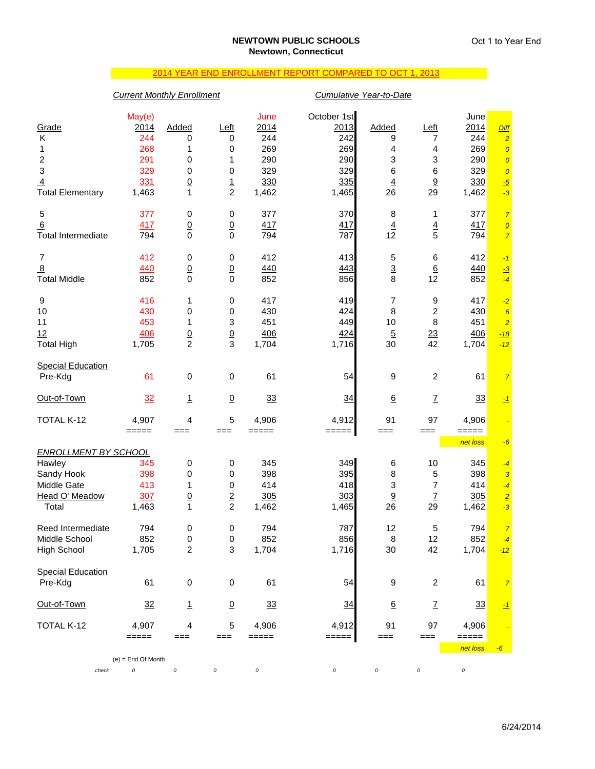**NEWTOWN PUBLIC SCHOOLS**
**Newtown, Connecticut**

Oct 1 to Year End

## 2014 YEAR END ENROLLMENT REPORT COMPARED TO OCT 1, 2013

| | *Current Monthly Enrollment* | | | | *Cumulative Year-to-Date* | | | | |
|---|---|---|---|---|---|---|---|---|---|
| Grade | May(e) 2014 | Added | Left | June 2014 | October 1st 2013 | Added | Left | June 2014 | *Diff* |
| K | 244 | 0 | 0 | 244 | 242 | 9 | 7 | 244 | 2 |
| 1 | 268 | 1 | 0 | 269 | 269 | 4 | 4 | 269 | 0 |
| 2 | 291 | 0 | 1 | 290 | 290 | 3 | 3 | 290 | 0 |
| 3 | 329 | 0 | 0 | 329 | 329 | 6 | 6 | 329 | 0 |
| 4 | 331 | 0 | 1 | 330 | 335 | 4 | 9 | 330 | -5 |
| Total Elementary | 1,463 | 1 | 2 | 1,462 | 1,465 | 26 | 29 | 1,462 | -3 |
| | | | | | | | | | |
| 5 | 377 | 0 | 0 | 377 | 370 | 8 | 1 | 377 | 7 |
| 6 | 417 | 0 | 0 | 417 | 417 | 4 | 4 | 417 | 0 |
| Total Intermediate | 794 | 0 | 0 | 794 | 787 | 12 | 5 | 794 | 7 |
| | | | | | | | | | |
| 7 | 412 | 0 | 0 | 412 | 413 | 5 | 6 | 412 | -1 |
| 8 | 440 | 0 | 0 | 440 | 443 | 3 | 6 | 440 | -3 |
| Total Middle | 852 | 0 | 0 | 852 | 856 | 8 | 12 | 852 | -4 |
| | | | | | | | | | |
| 9 | 416 | 1 | 0 | 417 | 419 | 7 | 9 | 417 | -2 |
| 10 | 430 | 0 | 0 | 430 | 424 | 8 | 2 | 430 | 6 |
| 11 | 453 | 1 | 3 | 451 | 449 | 10 | 8 | 451 | 2 |
| 12 | 406 | 0 | 0 | 406 | 424 | 5 | 23 | 406 | -18 |
| Total High | 1,705 | 2 | 3 | 1,704 | 1,716 | 30 | 42 | 1,704 | -12 |
| | | | | | | | | | |
| Special Education | | | | | | | | | |
| Pre-Kdg | 61 | 0 | 0 | 61 | 54 | 9 | 2 | 61 | 7 |
| | | | | | | | | | |
| Out-of-Town | 32 | 1 | 0 | 33 | 34 | 6 | 7 | 33 | -1 |
| | | | | | | | | | |
| TOTAL K-12 | 4,907 | 4 | 5 | 4,906 | 4,912 | 91 | 97 | 4,906 | - |
| | | | | | | | | net loss | -6 |
| *ENROLLMENT BY SCHOOL* | | | | | | | | | |
| Hawley | 345 | 0 | 0 | 345 | 349 | 6 | 10 | 345 | -4 |
| Sandy Hook | 398 | 0 | 0 | 398 | 395 | 8 | 5 | 398 | 3 |
| Middle Gate | 413 | 1 | 0 | 414 | 418 | 3 | 7 | 414 | -4 |
| Head O' Meadow | 307 | 0 | 2 | 305 | 303 | 9 | 7 | 305 | 2 |
| Total | 1,463 | 1 | 2 | 1,462 | 1,465 | 26 | 29 | 1,462 | -3 |
| | | | | | | | | | |
| Reed Intermediate | 794 | 0 | 0 | 794 | 787 | 12 | 5 | 794 | 7 |
| Middle School | 852 | 0 | 0 | 852 | 856 | 8 | 12 | 852 | -4 |
| High School | 1,705 | 2 | 3 | 1,704 | 1,716 | 30 | 42 | 1,704 | -12 |
| | | | | | | | | | |
| Special Education | | | | | | | | | |
| Pre-Kdg | 61 | 0 | 0 | 61 | 54 | 9 | 2 | 61 | 7 |
| | | | | | | | | | |
| Out-of-Town | 32 | 1 | 0 | 33 | 34 | 6 | 7 | 33 | -1 |
| | | | | | | | | | |
| TOTAL K-12 | 4,907 | 4 | 5 | 4,906 | 4,912 | 91 | 97 | 4,906 | - |
| | | | | | | | | net loss | -6 |
| *check* | 0 | 0 | 0 | 0 | 0 | 0 | 0 | 0 | |

(e) = End Of Month

6/24/2014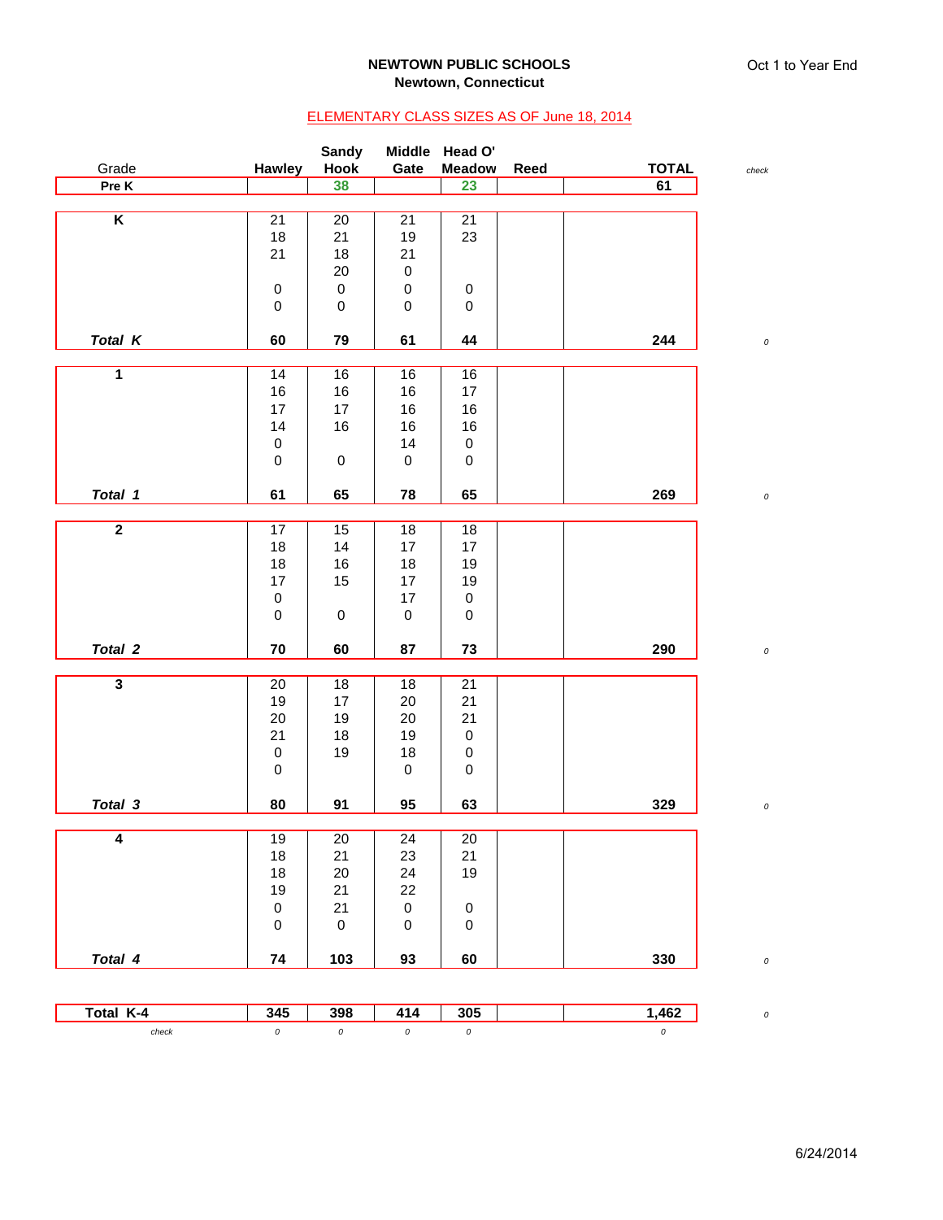**NEWTOWN PUBLIC SCHOOLS**
**Newtown, Connecticut**

Oct 1 to Year End

ELEMENTARY CLASS SIZES AS OF June 18, 2014

| Grade | Hawley | Sandy Hook | Middle Gate | Head O' Meadow | Reed | TOTAL | check |
|---|---|---|---|---|---|---|---|
| **Pre K** | | 38 | | 23 | | **61** | |
| **K** | 21 | 20 | 21 | 21 | | | |
| | 18 | 21 | 19 | 23 | | | |
| | 21 | 18 | 21 | | | | |
| | | 20 | 0 | | | | |
| | 0 | 0 | 0 | 0 | | | |
| | 0 | 0 | 0 | 0 | | | |
| ***Total K*** | **60** | **79** | **61** | **44** | | **244** | *0* |
| **1** | 14 | 16 | 16 | 16 | | | |
| | 16 | 16 | 16 | 17 | | | |
| | 17 | 17 | 16 | 16 | | | |
| | 14 | 16 | 16 | 16 | | | |
| | 0 | | 14 | 0 | | | |
| | 0 | 0 | 0 | 0 | | | |
| ***Total 1*** | **61** | **65** | **78** | **65** | | **269** | *0* |
| **2** | 17 | 15 | 18 | 18 | | | |
| | 18 | 14 | 17 | 17 | | | |
| | 18 | 16 | 18 | 19 | | | |
| | 17 | 15 | 17 | 19 | | | |
| | 0 | | 17 | 0 | | | |
| | 0 | 0 | 0 | 0 | | | |
| ***Total 2*** | **70** | **60** | **87** | **73** | | **290** | *0* |
| **3** | 20 | 18 | 18 | 21 | | | |
| | 19 | 17 | 20 | 21 | | | |
| | 20 | 19 | 20 | 21 | | | |
| | 21 | 18 | 19 | 0 | | | |
| | 0 | 19 | 18 | 0 | | | |
| | 0 | | 0 | 0 | | | |
| ***Total 3*** | **80** | **91** | **95** | **63** | | **329** | *0* |
| **4** | 19 | 20 | 24 | 20 | | | |
| | 18 | 21 | 23 | 21 | | | |
| | 18 | 20 | 24 | 19 | | | |
| | 19 | 21 | 22 | | | | |
| | 0 | 21 | 0 | 0 | | | |
| | 0 | 0 | 0 | 0 | | | |
| ***Total 4*** | **74** | **103** | **93** | **60** | | **330** | *0* |
| **Total K-4** | **345** | **398** | **414** | **305** | | **1,462** | *0* |
| *check* | *0* | *0* | *0* | *0* | | *0* | |

6/24/2014